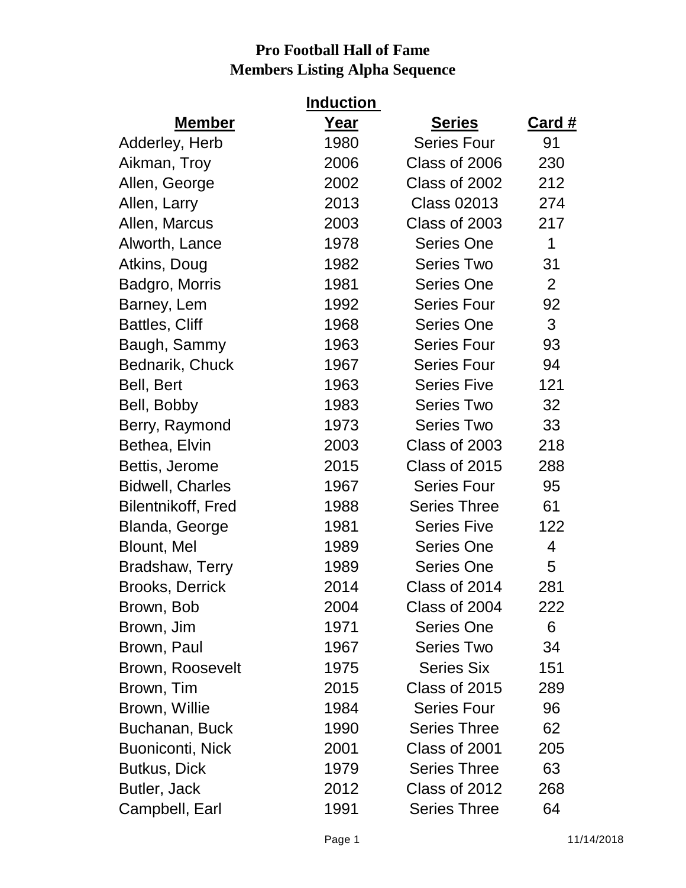# Pro Football Hall of Fame
## Members Listing Alpha Sequence

| Member | Induction Year | Series | Card # |
|---|---|---|---|
| Adderley, Herb | 1980 | Series Four | 91 |
| Aikman, Troy | 2006 | Class of 2006 | 230 |
| Allen, George | 2002 | Class of 2002 | 212 |
| Allen, Larry | 2013 | Class 02013 | 274 |
| Allen, Marcus | 2003 | Class of 2003 | 217 |
| Alworth, Lance | 1978 | Series One | 1 |
| Atkins, Doug | 1982 | Series Two | 31 |
| Badgro, Morris | 1981 | Series One | 2 |
| Barney, Lem | 1992 | Series Four | 92 |
| Battles, Cliff | 1968 | Series One | 3 |
| Baugh, Sammy | 1963 | Series Four | 93 |
| Bednarik, Chuck | 1967 | Series Four | 94 |
| Bell, Bert | 1963 | Series Five | 121 |
| Bell, Bobby | 1983 | Series Two | 32 |
| Berry, Raymond | 1973 | Series Two | 33 |
| Bethea, Elvin | 2003 | Class of 2003 | 218 |
| Bettis, Jerome | 2015 | Class of 2015 | 288 |
| Bidwell, Charles | 1967 | Series Four | 95 |
| Bilentnikoff, Fred | 1988 | Series Three | 61 |
| Blanda, George | 1981 | Series Five | 122 |
| Blount, Mel | 1989 | Series One | 4 |
| Bradshaw, Terry | 1989 | Series One | 5 |
| Brooks, Derrick | 2014 | Class of 2014 | 281 |
| Brown, Bob | 2004 | Class of 2004 | 222 |
| Brown, Jim | 1971 | Series One | 6 |
| Brown, Paul | 1967 | Series Two | 34 |
| Brown, Roosevelt | 1975 | Series Six | 151 |
| Brown, Tim | 2015 | Class of 2015 | 289 |
| Brown, Willie | 1984 | Series Four | 96 |
| Buchanan, Buck | 1990 | Series Three | 62 |
| Buoniconti, Nick | 2001 | Class of 2001 | 205 |
| Butkus, Dick | 1979 | Series Three | 63 |
| Butler, Jack | 2012 | Class of 2012 | 268 |
| Campbell, Earl | 1991 | Series Three | 64 |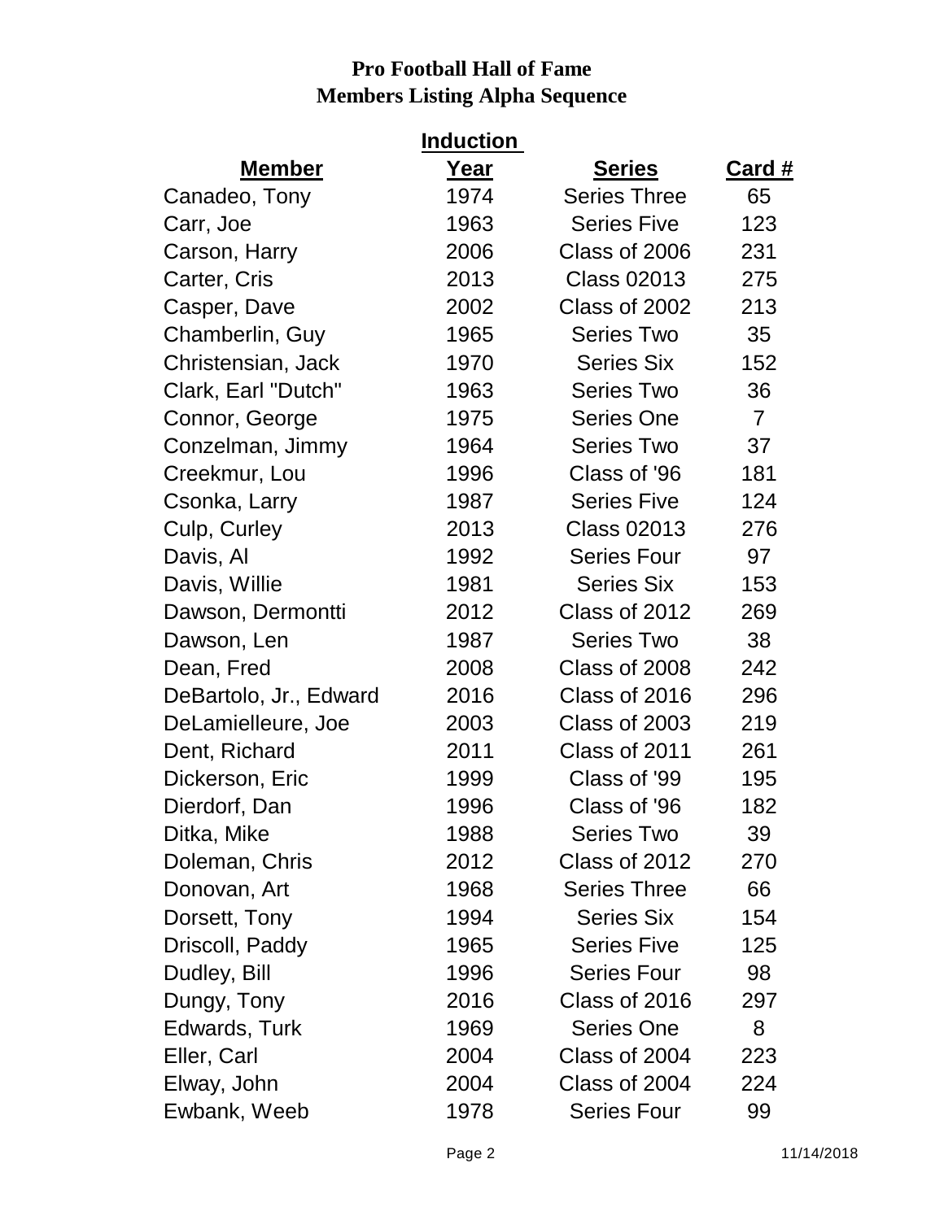# Pro Football Hall of Fame
## Members Listing Alpha Sequence

| Member | Induction Year | Series | Card # |
|---|---|---|---|
| Canadeo, Tony | 1974 | Series Three | 65 |
| Carr, Joe | 1963 | Series Five | 123 |
| Carson, Harry | 2006 | Class of 2006 | 231 |
| Carter, Cris | 2013 | Class 02013 | 275 |
| Casper, Dave | 2002 | Class of 2002 | 213 |
| Chamberlin, Guy | 1965 | Series Two | 35 |
| Christensian, Jack | 1970 | Series Six | 152 |
| Clark, Earl "Dutch" | 1963 | Series Two | 36 |
| Connor, George | 1975 | Series One | 7 |
| Conzelman, Jimmy | 1964 | Series Two | 37 |
| Creekmur, Lou | 1996 | Class of '96 | 181 |
| Csonka, Larry | 1987 | Series Five | 124 |
| Culp, Curley | 2013 | Class 02013 | 276 |
| Davis, Al | 1992 | Series Four | 97 |
| Davis, Willie | 1981 | Series Six | 153 |
| Dawson, Dermontti | 2012 | Class of 2012 | 269 |
| Dawson, Len | 1987 | Series Two | 38 |
| Dean, Fred | 2008 | Class of 2008 | 242 |
| DeBartolo, Jr., Edward | 2016 | Class of 2016 | 296 |
| DeLamielleure, Joe | 2003 | Class of 2003 | 219 |
| Dent, Richard | 2011 | Class of 2011 | 261 |
| Dickerson, Eric | 1999 | Class of '99 | 195 |
| Dierdorf, Dan | 1996 | Class of '96 | 182 |
| Ditka, Mike | 1988 | Series Two | 39 |
| Doleman, Chris | 2012 | Class of 2012 | 270 |
| Donovan, Art | 1968 | Series Three | 66 |
| Dorsett, Tony | 1994 | Series Six | 154 |
| Driscoll, Paddy | 1965 | Series Five | 125 |
| Dudley, Bill | 1996 | Series Four | 98 |
| Dungy, Tony | 2016 | Class of 2016 | 297 |
| Edwards, Turk | 1969 | Series One | 8 |
| Eller, Carl | 2004 | Class of 2004 | 223 |
| Elway, John | 2004 | Class of 2004 | 224 |
| Ewbank, Weeb | 1978 | Series Four | 99 |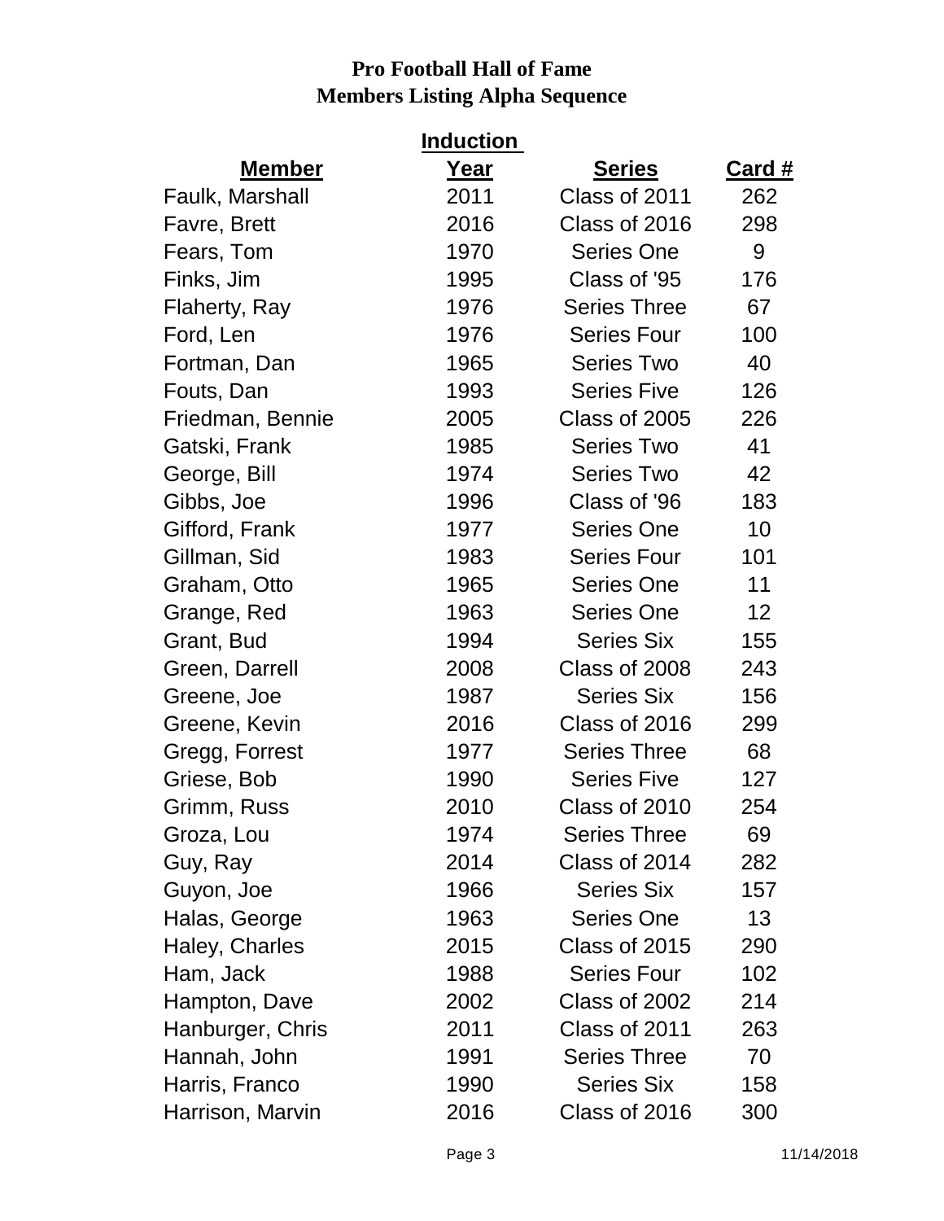**Pro Football Hall of Fame**
**Members Listing Alpha Sequence**

| Member | Induction Year | Series | Card # |
|---|---|---|---|
| Faulk, Marshall | 2011 | Class of 2011 | 262 |
| Favre, Brett | 2016 | Class of 2016 | 298 |
| Fears, Tom | 1970 | Series One | 9 |
| Finks, Jim | 1995 | Class of '95 | 176 |
| Flaherty, Ray | 1976 | Series Three | 67 |
| Ford, Len | 1976 | Series Four | 100 |
| Fortman, Dan | 1965 | Series Two | 40 |
| Fouts, Dan | 1993 | Series Five | 126 |
| Friedman, Bennie | 2005 | Class of 2005 | 226 |
| Gatski, Frank | 1985 | Series Two | 41 |
| George, Bill | 1974 | Series Two | 42 |
| Gibbs, Joe | 1996 | Class of '96 | 183 |
| Gifford, Frank | 1977 | Series One | 10 |
| Gillman, Sid | 1983 | Series Four | 101 |
| Graham, Otto | 1965 | Series One | 11 |
| Grange, Red | 1963 | Series One | 12 |
| Grant, Bud | 1994 | Series Six | 155 |
| Green, Darrell | 2008 | Class of 2008 | 243 |
| Greene, Joe | 1987 | Series Six | 156 |
| Greene, Kevin | 2016 | Class of 2016 | 299 |
| Gregg, Forrest | 1977 | Series Three | 68 |
| Griese, Bob | 1990 | Series Five | 127 |
| Grimm, Russ | 2010 | Class of 2010 | 254 |
| Groza, Lou | 1974 | Series Three | 69 |
| Guy, Ray | 2014 | Class of 2014 | 282 |
| Guyon, Joe | 1966 | Series Six | 157 |
| Halas, George | 1963 | Series One | 13 |
| Haley, Charles | 2015 | Class of 2015 | 290 |
| Ham, Jack | 1988 | Series Four | 102 |
| Hampton, Dave | 2002 | Class of 2002 | 214 |
| Hanburger, Chris | 2011 | Class of 2011 | 263 |
| Hannah, John | 1991 | Series Three | 70 |
| Harris, Franco | 1990 | Series Six | 158 |
| Harrison, Marvin | 2016 | Class of 2016 | 300 |

11/14/2018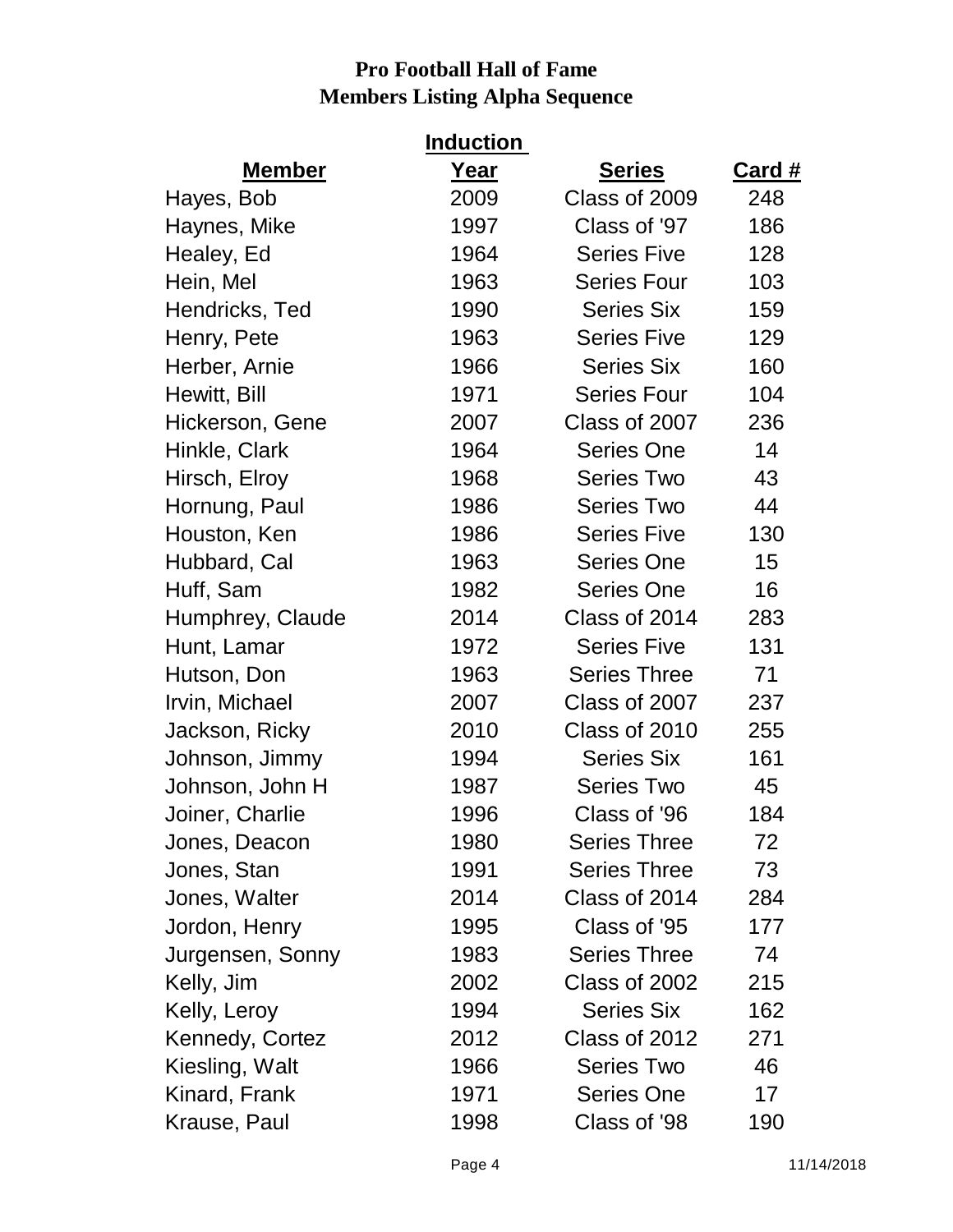# Pro Football Hall of Fame
## Members Listing Alpha Sequence

| Member | Induction Year | Series | Card # |
|---|---|---|---|
| Hayes, Bob | 2009 | Class of 2009 | 248 |
| Haynes, Mike | 1997 | Class of '97 | 186 |
| Healey, Ed | 1964 | Series Five | 128 |
| Hein, Mel | 1963 | Series Four | 103 |
| Hendricks, Ted | 1990 | Series Six | 159 |
| Henry, Pete | 1963 | Series Five | 129 |
| Herber, Arnie | 1966 | Series Six | 160 |
| Hewitt, Bill | 1971 | Series Four | 104 |
| Hickerson, Gene | 2007 | Class of 2007 | 236 |
| Hinkle, Clark | 1964 | Series One | 14 |
| Hirsch, Elroy | 1968 | Series Two | 43 |
| Hornung, Paul | 1986 | Series Two | 44 |
| Houston, Ken | 1986 | Series Five | 130 |
| Hubbard, Cal | 1963 | Series One | 15 |
| Huff, Sam | 1982 | Series One | 16 |
| Humphrey, Claude | 2014 | Class of 2014 | 283 |
| Hunt, Lamar | 1972 | Series Five | 131 |
| Hutson, Don | 1963 | Series Three | 71 |
| Irvin, Michael | 2007 | Class of 2007 | 237 |
| Jackson, Ricky | 2010 | Class of 2010 | 255 |
| Johnson, Jimmy | 1994 | Series Six | 161 |
| Johnson, John H | 1987 | Series Two | 45 |
| Joiner, Charlie | 1996 | Class of '96 | 184 |
| Jones, Deacon | 1980 | Series Three | 72 |
| Jones, Stan | 1991 | Series Three | 73 |
| Jones, Walter | 2014 | Class of 2014 | 284 |
| Jordon, Henry | 1995 | Class of '95 | 177 |
| Jurgensen, Sonny | 1983 | Series Three | 74 |
| Kelly, Jim | 2002 | Class of 2002 | 215 |
| Kelly, Leroy | 1994 | Series Six | 162 |
| Kennedy, Cortez | 2012 | Class of 2012 | 271 |
| Kiesling, Walt | 1966 | Series Two | 46 |
| Kinard, Frank | 1971 | Series One | 17 |
| Krause, Paul | 1998 | Class of '98 | 190 |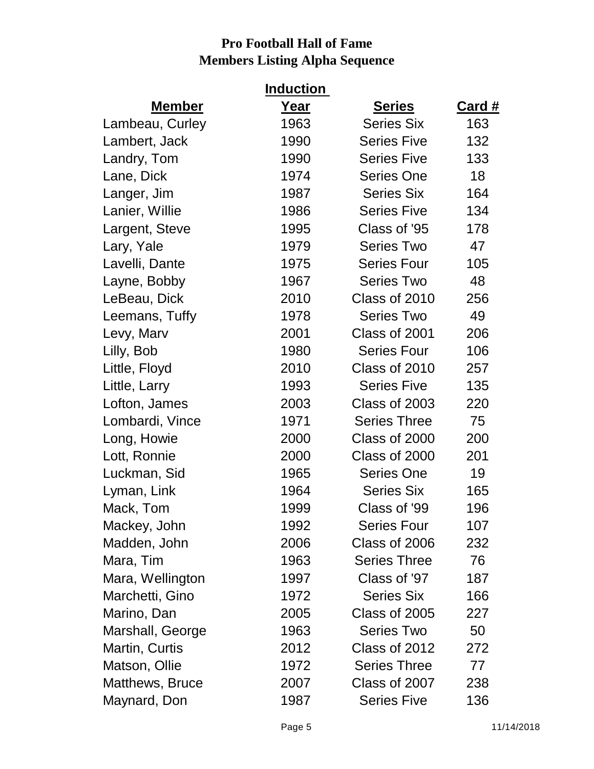# Pro Football Hall of Fame
## Members Listing Alpha Sequence

| Member | Induction Year | Series | Card # |
|---|---|---|---|
| Lambeau, Curley | 1963 | Series Six | 163 |
| Lambert, Jack | 1990 | Series Five | 132 |
| Landry, Tom | 1990 | Series Five | 133 |
| Lane, Dick | 1974 | Series One | 18 |
| Langer, Jim | 1987 | Series Six | 164 |
| Lanier, Willie | 1986 | Series Five | 134 |
| Largent, Steve | 1995 | Class of '95 | 178 |
| Lary, Yale | 1979 | Series Two | 47 |
| Lavelli, Dante | 1975 | Series Four | 105 |
| Layne, Bobby | 1967 | Series Two | 48 |
| LeBeau, Dick | 2010 | Class of 2010 | 256 |
| Leemans, Tuffy | 1978 | Series Two | 49 |
| Levy, Marv | 2001 | Class of 2001 | 206 |
| Lilly, Bob | 1980 | Series Four | 106 |
| Little, Floyd | 2010 | Class of 2010 | 257 |
| Little, Larry | 1993 | Series Five | 135 |
| Lofton, James | 2003 | Class of 2003 | 220 |
| Lombardi, Vince | 1971 | Series Three | 75 |
| Long, Howie | 2000 | Class of 2000 | 200 |
| Lott, Ronnie | 2000 | Class of 2000 | 201 |
| Luckman, Sid | 1965 | Series One | 19 |
| Lyman, Link | 1964 | Series Six | 165 |
| Mack, Tom | 1999 | Class of '99 | 196 |
| Mackey, John | 1992 | Series Four | 107 |
| Madden, John | 2006 | Class of 2006 | 232 |
| Mara, Tim | 1963 | Series Three | 76 |
| Mara, Wellington | 1997 | Class of '97 | 187 |
| Marchetti, Gino | 1972 | Series Six | 166 |
| Marino, Dan | 2005 | Class of 2005 | 227 |
| Marshall, George | 1963 | Series Two | 50 |
| Martin, Curtis | 2012 | Class of 2012 | 272 |
| Matson, Ollie | 1972 | Series Three | 77 |
| Matthews, Bruce | 2007 | Class of 2007 | 238 |
| Maynard, Don | 1987 | Series Five | 136 |

11/14/2018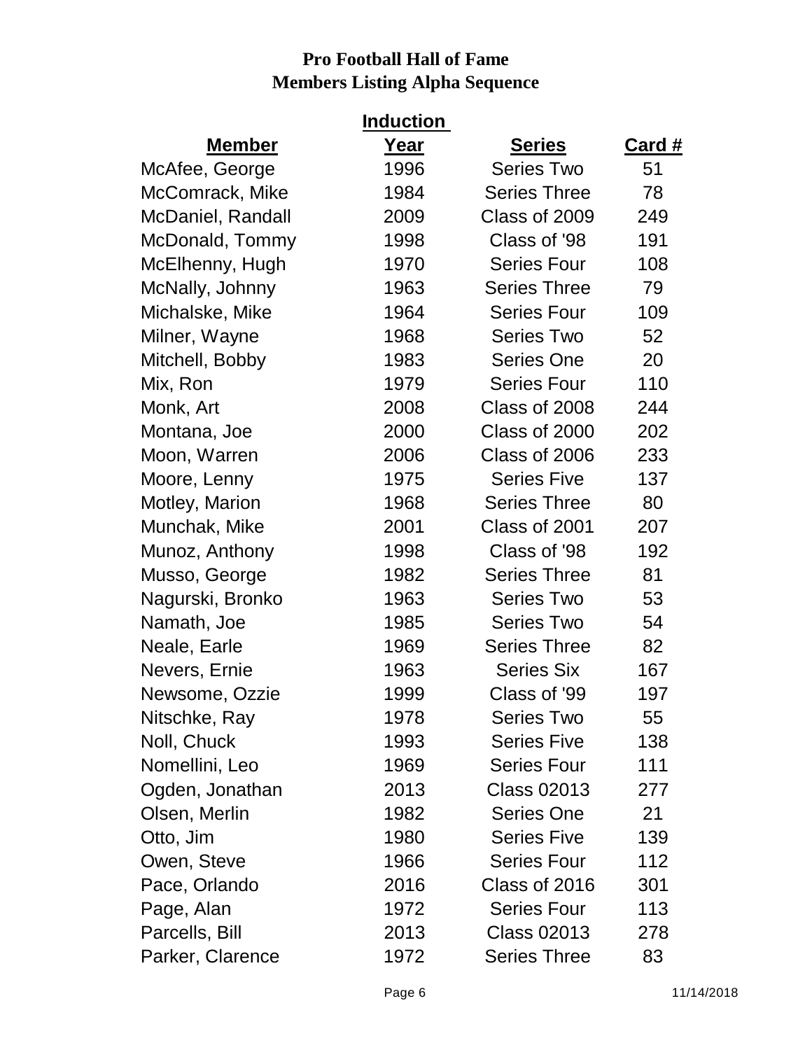**Pro Football Hall of Fame**
**Members Listing Alpha Sequence**

| Member | Induction Year | Series | Card # |
|---|---|---|---|
| McAfee, George | 1996 | Series Two | 51 |
| McComrack, Mike | 1984 | Series Three | 78 |
| McDaniel, Randall | 2009 | Class of 2009 | 249 |
| McDonald, Tommy | 1998 | Class of '98 | 191 |
| McElhenny, Hugh | 1970 | Series Four | 108 |
| McNally, Johnny | 1963 | Series Three | 79 |
| Michalske, Mike | 1964 | Series Four | 109 |
| Milner, Wayne | 1968 | Series Two | 52 |
| Mitchell, Bobby | 1983 | Series One | 20 |
| Mix, Ron | 1979 | Series Four | 110 |
| Monk, Art | 2008 | Class of 2008 | 244 |
| Montana, Joe | 2000 | Class of 2000 | 202 |
| Moon, Warren | 2006 | Class of 2006 | 233 |
| Moore, Lenny | 1975 | Series Five | 137 |
| Motley, Marion | 1968 | Series Three | 80 |
| Munchak, Mike | 2001 | Class of 2001 | 207 |
| Munoz, Anthony | 1998 | Class of '98 | 192 |
| Musso, George | 1982 | Series Three | 81 |
| Nagurski, Bronko | 1963 | Series Two | 53 |
| Namath, Joe | 1985 | Series Two | 54 |
| Neale, Earle | 1969 | Series Three | 82 |
| Nevers, Ernie | 1963 | Series Six | 167 |
| Newsome, Ozzie | 1999 | Class of '99 | 197 |
| Nitschke, Ray | 1978 | Series Two | 55 |
| Noll, Chuck | 1993 | Series Five | 138 |
| Nomellini, Leo | 1969 | Series Four | 111 |
| Ogden, Jonathan | 2013 | Class 02013 | 277 |
| Olsen, Merlin | 1982 | Series One | 21 |
| Otto, Jim | 1980 | Series Five | 139 |
| Owen, Steve | 1966 | Series Four | 112 |
| Pace, Orlando | 2016 | Class of 2016 | 301 |
| Page, Alan | 1972 | Series Four | 113 |
| Parcells, Bill | 2013 | Class 02013 | 278 |
| Parker, Clarence | 1972 | Series Three | 83 |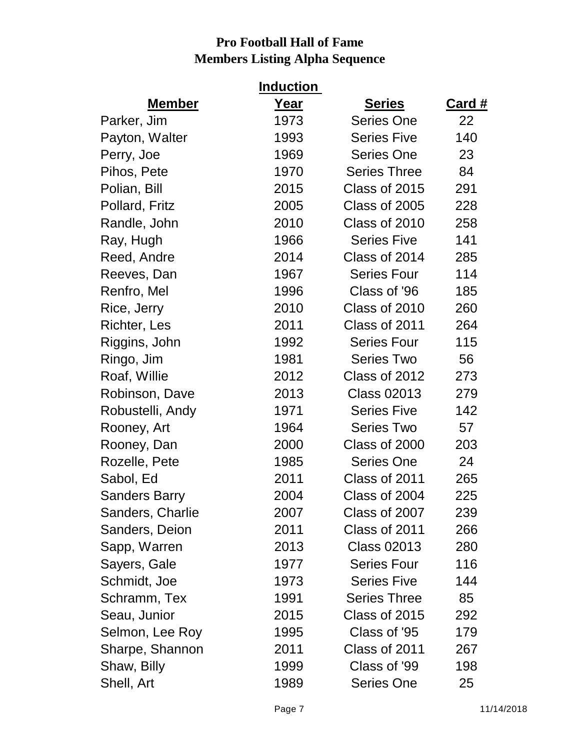# Pro Football Hall of Fame
# Members Listing Alpha Sequence

| Member | Induction Year | Series | Card # |
|---|---|---|---|
| Parker, Jim | 1973 | Series One | 22 |
| Payton, Walter | 1993 | Series Five | 140 |
| Perry, Joe | 1969 | Series One | 23 |
| Pihos, Pete | 1970 | Series Three | 84 |
| Polian, Bill | 2015 | Class of 2015 | 291 |
| Pollard, Fritz | 2005 | Class of 2005 | 228 |
| Randle, John | 2010 | Class of 2010 | 258 |
| Ray, Hugh | 1966 | Series Five | 141 |
| Reed, Andre | 2014 | Class of 2014 | 285 |
| Reeves, Dan | 1967 | Series Four | 114 |
| Renfro, Mel | 1996 | Class of '96 | 185 |
| Rice, Jerry | 2010 | Class of 2010 | 260 |
| Richter, Les | 2011 | Class of 2011 | 264 |
| Riggins, John | 1992 | Series Four | 115 |
| Ringo, Jim | 1981 | Series Two | 56 |
| Roaf, Willie | 2012 | Class of 2012 | 273 |
| Robinson, Dave | 2013 | Class 02013 | 279 |
| Robustelli, Andy | 1971 | Series Five | 142 |
| Rooney, Art | 1964 | Series Two | 57 |
| Rooney, Dan | 2000 | Class of 2000 | 203 |
| Rozelle, Pete | 1985 | Series One | 24 |
| Sabol, Ed | 2011 | Class of 2011 | 265 |
| Sanders Barry | 2004 | Class of 2004 | 225 |
| Sanders, Charlie | 2007 | Class of 2007 | 239 |
| Sanders, Deion | 2011 | Class of 2011 | 266 |
| Sapp, Warren | 2013 | Class 02013 | 280 |
| Sayers, Gale | 1977 | Series Four | 116 |
| Schmidt, Joe | 1973 | Series Five | 144 |
| Schramm, Tex | 1991 | Series Three | 85 |
| Seau, Junior | 2015 | Class of 2015 | 292 |
| Selmon, Lee Roy | 1995 | Class of '95 | 179 |
| Sharpe, Shannon | 2011 | Class of 2011 | 267 |
| Shaw, Billy | 1999 | Class of '99 | 198 |
| Shell, Art | 1989 | Series One | 25 |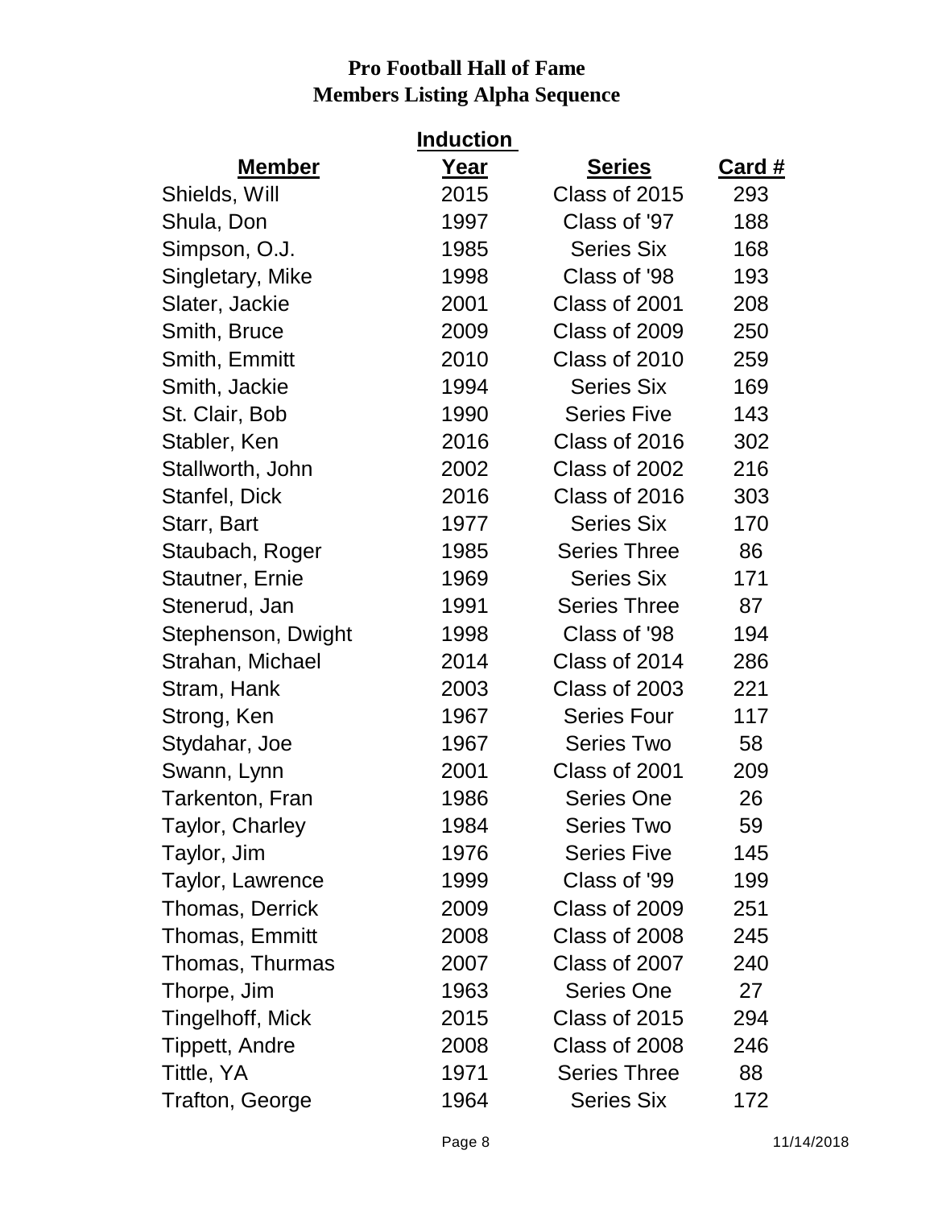**Pro Football Hall of Fame**
**Members Listing Alpha Sequence**

| Member | Induction Year | Series | Card # |
|---|---|---|---|
| Shields, Will | 2015 | Class of 2015 | 293 |
| Shula, Don | 1997 | Class of '97 | 188 |
| Simpson, O.J. | 1985 | Series Six | 168 |
| Singletary, Mike | 1998 | Class of '98 | 193 |
| Slater, Jackie | 2001 | Class of 2001 | 208 |
| Smith, Bruce | 2009 | Class of 2009 | 250 |
| Smith, Emmitt | 2010 | Class of 2010 | 259 |
| Smith, Jackie | 1994 | Series Six | 169 |
| St. Clair, Bob | 1990 | Series Five | 143 |
| Stabler, Ken | 2016 | Class of 2016 | 302 |
| Stallworth, John | 2002 | Class of 2002 | 216 |
| Stanfel, Dick | 2016 | Class of 2016 | 303 |
| Starr, Bart | 1977 | Series Six | 170 |
| Staubach, Roger | 1985 | Series Three | 86 |
| Stautner, Ernie | 1969 | Series Six | 171 |
| Stenerud, Jan | 1991 | Series Three | 87 |
| Stephenson, Dwight | 1998 | Class of '98 | 194 |
| Strahan, Michael | 2014 | Class of 2014 | 286 |
| Stram, Hank | 2003 | Class of 2003 | 221 |
| Strong, Ken | 1967 | Series Four | 117 |
| Stydahar, Joe | 1967 | Series Two | 58 |
| Swann, Lynn | 2001 | Class of 2001 | 209 |
| Tarkenton, Fran | 1986 | Series One | 26 |
| Taylor, Charley | 1984 | Series Two | 59 |
| Taylor, Jim | 1976 | Series Five | 145 |
| Taylor, Lawrence | 1999 | Class of '99 | 199 |
| Thomas, Derrick | 2009 | Class of 2009 | 251 |
| Thomas, Emmitt | 2008 | Class of 2008 | 245 |
| Thomas, Thurmas | 2007 | Class of 2007 | 240 |
| Thorpe, Jim | 1963 | Series One | 27 |
| Tingelhoff, Mick | 2015 | Class of 2015 | 294 |
| Tippett, Andre | 2008 | Class of 2008 | 246 |
| Tittle, YA | 1971 | Series Three | 88 |
| Trafton, George | 1964 | Series Six | 172 |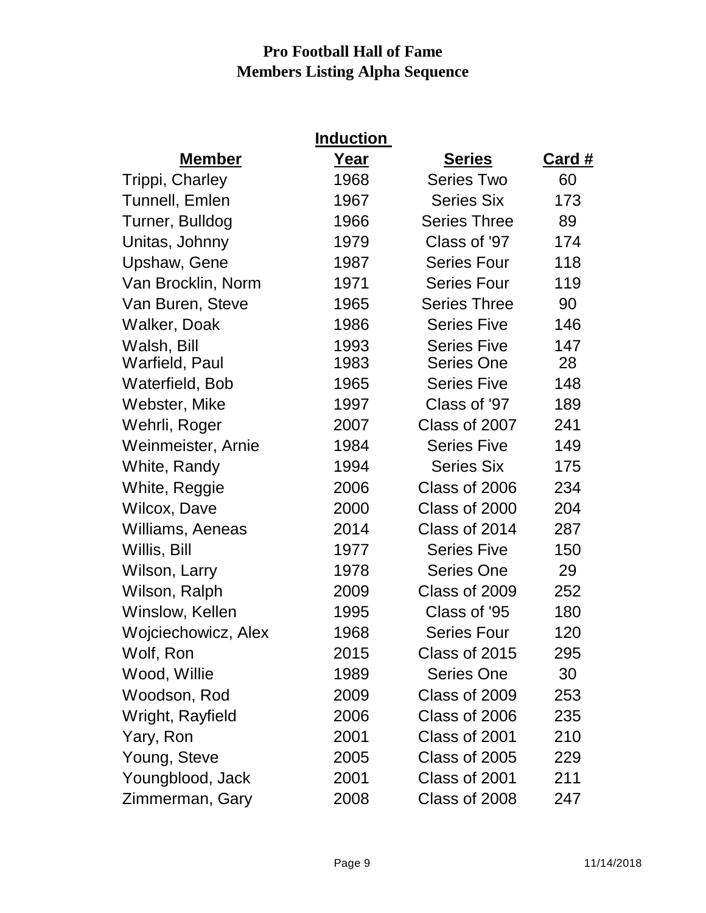# Pro Football Hall of Fame
## Members Listing Alpha Sequence

| Member | Induction Year | Series | Card # |
|---|---|---|---|
| Trippi, Charley | 1968 | Series Two | 60 |
| Tunnell, Emlen | 1967 | Series Six | 173 |
| Turner, Bulldog | 1966 | Series Three | 89 |
| Unitas, Johnny | 1979 | Class of '97 | 174 |
| Upshaw, Gene | 1987 | Series Four | 118 |
| Van Brocklin, Norm | 1971 | Series Four | 119 |
| Van Buren, Steve | 1965 | Series Three | 90 |
| Walker, Doak | 1986 | Series Five | 146 |
| Walsh, Bill | 1993 | Series Five | 147 |
| Warfield, Paul | 1983 | Series One | 28 |
| Waterfield, Bob | 1965 | Series Five | 148 |
| Webster, Mike | 1997 | Class of '97 | 189 |
| Wehrli, Roger | 2007 | Class of 2007 | 241 |
| Weinmeister, Arnie | 1984 | Series Five | 149 |
| White, Randy | 1994 | Series Six | 175 |
| White, Reggie | 2006 | Class of 2006 | 234 |
| Wilcox, Dave | 2000 | Class of 2000 | 204 |
| Williams, Aeneas | 2014 | Class of 2014 | 287 |
| Willis, Bill | 1977 | Series Five | 150 |
| Wilson, Larry | 1978 | Series One | 29 |
| Wilson, Ralph | 2009 | Class of 2009 | 252 |
| Winslow, Kellen | 1995 | Class of '95 | 180 |
| Wojciechowicz, Alex | 1968 | Series Four | 120 |
| Wolf, Ron | 2015 | Class of 2015 | 295 |
| Wood, Willie | 1989 | Series One | 30 |
| Woodson, Rod | 2009 | Class of 2009 | 253 |
| Wright, Rayfield | 2006 | Class of 2006 | 235 |
| Yary, Ron | 2001 | Class of 2001 | 210 |
| Young, Steve | 2005 | Class of 2005 | 229 |
| Youngblood, Jack | 2001 | Class of 2001 | 211 |
| Zimmerman, Gary | 2008 | Class of 2008 | 247 |

11/14/2018